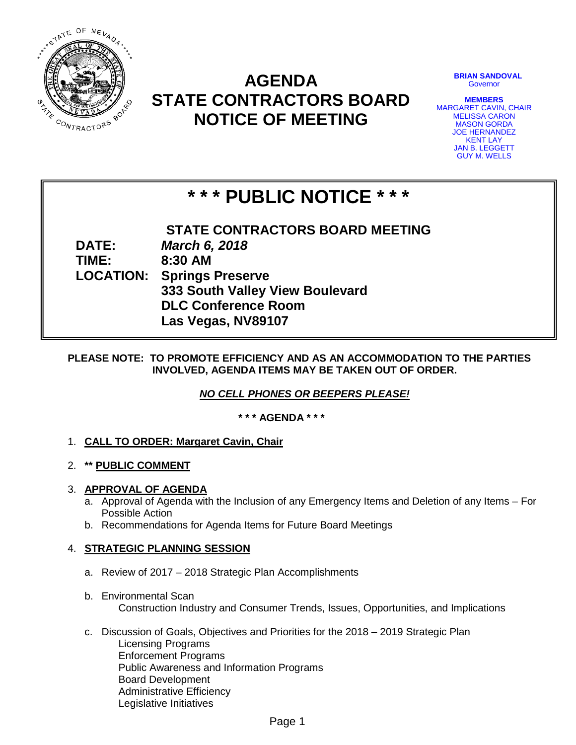# AGENDA
# STATE CONTRACTORS BOARD
# NOTICE OF MEETING

**BRIAN SANDOVAL**
Governor

**MEMBERS**
MARGARET CAVIN, CHAIR
MELISSA CARON
MASON GORDA
JOE HERNANDEZ
KENT LAY
JAN B. LEGGETT
GUY M. WELLS

## * * * PUBLIC NOTICE * * *

**STATE CONTRACTORS BOARD MEETING**

**DATE:** ***March 6, 2018***
**TIME:** **8:30 AM**
**LOCATION:** **Springs Preserve**
**333 South Valley View Boulevard**
**DLC Conference Room**
**Las Vegas, NV89107**

**PLEASE NOTE: TO PROMOTE EFFICIENCY AND AS AN ACCOMMODATION TO THE PARTIES INVOLVED, AGENDA ITEMS MAY BE TAKEN OUT OF ORDER.**

***NO CELL PHONES OR BEEPERS PLEASE!***

**\* \* \* AGENDA \* \* \***

1. **CALL TO ORDER: Margaret Cavin, Chair**

2. **\*\* PUBLIC COMMENT**

3. **APPROVAL OF AGENDA**
   a. Approval of Agenda with the Inclusion of any Emergency Items and Deletion of any Items – For Possible Action
   b. Recommendations for Agenda Items for Future Board Meetings

4. **STRATEGIC PLANNING SESSION**

   a. Review of 2017 – 2018 Strategic Plan Accomplishments

   b. Environmental Scan
      Construction Industry and Consumer Trends, Issues, Opportunities, and Implications

   c. Discussion of Goals, Objectives and Priorities for the 2018 – 2019 Strategic Plan
      Licensing Programs
      Enforcement Programs
      Public Awareness and Information Programs
      Board Development
      Administrative Efficiency
      Legislative Initiatives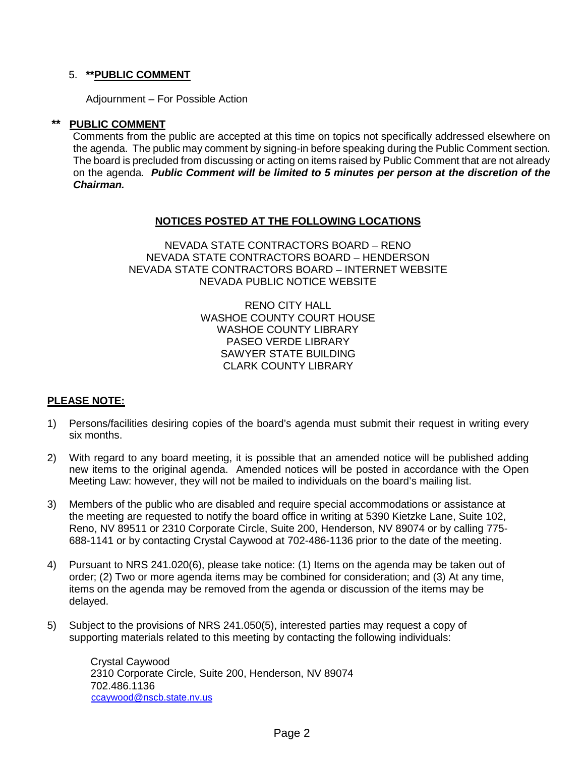5. **\*\*PUBLIC COMMENT**

Adjournment – For Possible Action

**\*\* PUBLIC COMMENT**

Comments from the public are accepted at this time on topics not specifically addressed elsewhere on the agenda. The public may comment by signing-in before speaking during the Public Comment section. The board is precluded from discussing or acting on items raised by Public Comment that are not already on the agenda. ***Public Comment will be limited to 5 minutes per person at the discretion of the Chairman.***

**NOTICES POSTED AT THE FOLLOWING LOCATIONS**

NEVADA STATE CONTRACTORS BOARD – RENO
NEVADA STATE CONTRACTORS BOARD – HENDERSON
NEVADA STATE CONTRACTORS BOARD – INTERNET WEBSITE
NEVADA PUBLIC NOTICE WEBSITE

RENO CITY HALL
WASHOE COUNTY COURT HOUSE
WASHOE COUNTY LIBRARY
PASEO VERDE LIBRARY
SAWYER STATE BUILDING
CLARK COUNTY LIBRARY

**PLEASE NOTE:**

1) Persons/facilities desiring copies of the board's agenda must submit their request in writing every six months.

2) With regard to any board meeting, it is possible that an amended notice will be published adding new items to the original agenda. Amended notices will be posted in accordance with the Open Meeting Law: however, they will not be mailed to individuals on the board's mailing list.

3) Members of the public who are disabled and require special accommodations or assistance at the meeting are requested to notify the board office in writing at 5390 Kietzke Lane, Suite 102, Reno, NV 89511 or 2310 Corporate Circle, Suite 200, Henderson, NV 89074 or by calling 775-688-1141 or by contacting Crystal Caywood at 702-486-1136 prior to the date of the meeting.

4) Pursuant to NRS 241.020(6), please take notice: (1) Items on the agenda may be taken out of order; (2) Two or more agenda items may be combined for consideration; and (3) At any time, items on the agenda may be removed from the agenda or discussion of the items may be delayed.

5) Subject to the provisions of NRS 241.050(5), interested parties may request a copy of supporting materials related to this meeting by contacting the following individuals:

   Crystal Caywood
   2310 Corporate Circle, Suite 200, Henderson, NV 89074
   702.486.1136
   ccaywood@nscb.state.nv.us